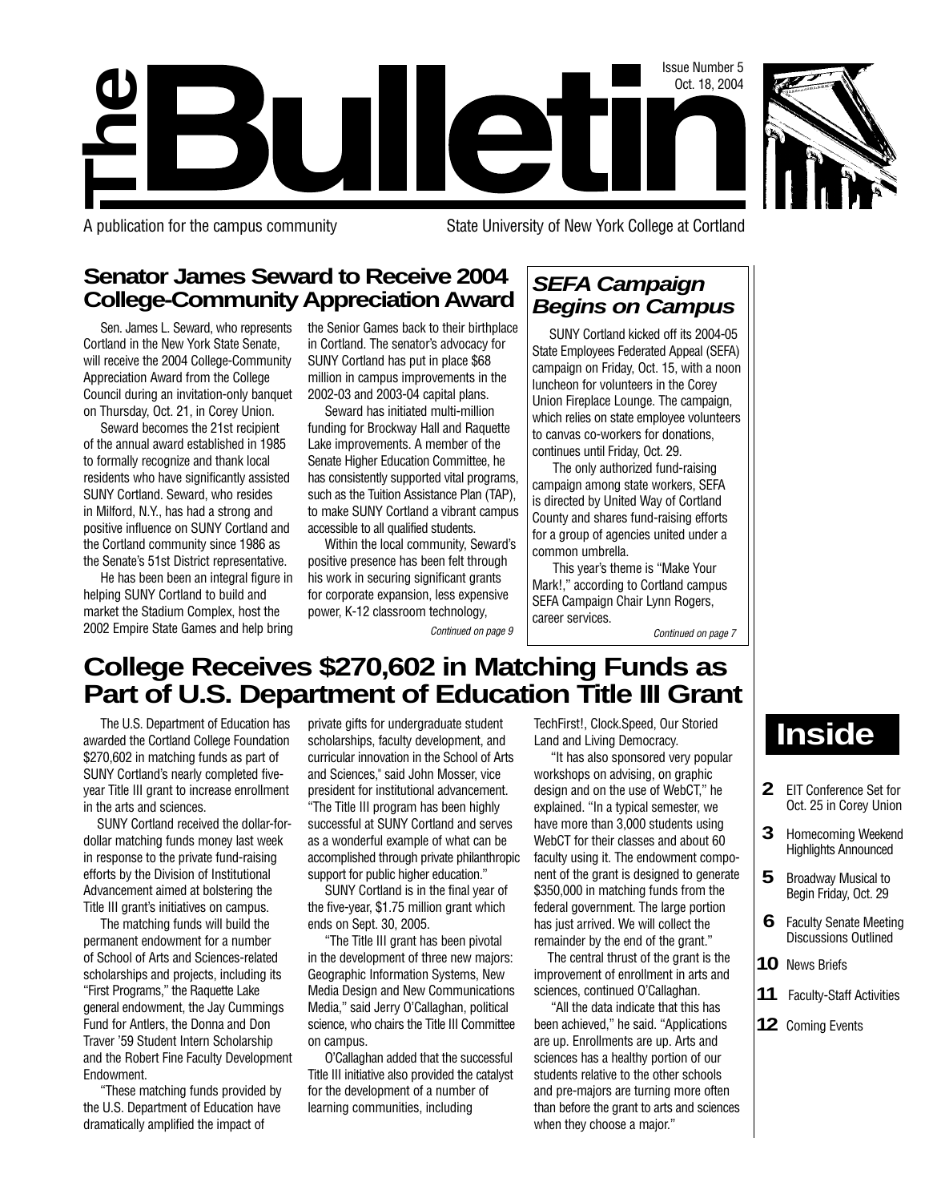# The Bulletin

Issue Number 5
Oct. 18, 2004

A publication for the campus community — State University of New York College at Cortland

## Senator James Seward to Receive 2004 College-Community Appreciation Award

Sen. James L. Seward, who represents Cortland in the New York State Senate, will receive the 2004 College-Community Appreciation Award from the College Council during an invitation-only banquet on Thursday, Oct. 21, in Corey Union.

Seward becomes the 21st recipient of the annual award established in 1985 to formally recognize and thank local residents who have significantly assisted SUNY Cortland. Seward, who resides in Milford, N.Y., has had a strong and positive influence on SUNY Cortland and the Cortland community since 1986 as the Senate's 51st District representative.

He has been been an integral figure in helping SUNY Cortland to build and market the Stadium Complex, host the 2002 Empire State Games and help bring the Senior Games back to their birthplace in Cortland. The senator's advocacy for SUNY Cortland has put in place $68 million in campus improvements in the 2002-03 and 2003-04 capital plans.

Seward has initiated multi-million funding for Brockway Hall and Raquette Lake improvements. A member of the Senate Higher Education Committee, he has consistently supported vital programs, such as the Tuition Assistance Plan (TAP), to make SUNY Cortland a vibrant campus accessible to all qualified students.

Within the local community, Seward's positive presence has been felt through his work in securing significant grants for corporate expansion, less expensive power, K-12 classroom technology,

*Continued on page 9*

## *SEFA Campaign Begins on Campus*

SUNY Cortland kicked off its 2004-05 State Employees Federated Appeal (SEFA) campaign on Friday, Oct. 15, with a noon luncheon for volunteers in the Corey Union Fireplace Lounge. The campaign, which relies on state employee volunteers to canvas co-workers for donations, continues until Friday, Oct. 29.

The only authorized fund-raising campaign among state workers, SEFA is directed by United Way of Cortland County and shares fund-raising efforts for a group of agencies united under a common umbrella.

This year's theme is "Make Your Mark!," according to Cortland campus SEFA Campaign Chair Lynn Rogers, career services.

*Continued on page 7*

## College Receives $270,602 in Matching Funds as Part of U.S. Department of Education Title III Grant

The U.S. Department of Education has awarded the Cortland College Foundation $270,602 in matching funds as part of SUNY Cortland's nearly completed five-year Title III grant to increase enrollment in the arts and sciences.

SUNY Cortland received the dollar-for-dollar matching funds money last week in response to the private fund-raising efforts by the Division of Institutional Advancement aimed at bolstering the Title III grant's initiatives on campus.

The matching funds will build the permanent endowment for a number of School of Arts and Sciences-related scholarships and projects, including its "First Programs," the Raquette Lake general endowment, the Jay Cummings Fund for Antlers, the Donna and Don Traver '59 Student Intern Scholarship and the Robert Fine Faculty Development Endowment.

"These matching funds provided by the U.S. Department of Education have dramatically amplified the impact of private gifts for undergraduate student scholarships, faculty development, and curricular innovation in the School of Arts and Sciences," said John Mosser, vice president for institutional advancement. "The Title III program has been highly successful at SUNY Cortland and serves as a wonderful example of what can be accomplished through private philanthropic support for public higher education."

SUNY Cortland is in the final year of the five-year, $1.75 million grant which ends on Sept. 30, 2005.

"The Title III grant has been pivotal in the development of three new majors: Geographic Information Systems, New Media Design and New Communications Media," said Jerry O'Callaghan, political science, who chairs the Title III Committee on campus.

O'Callaghan added that the successful Title III initiative also provided the catalyst for the development of a number of learning communities, including TechFirst!, Clock.Speed, Our Storied Land and Living Democracy.

"It has also sponsored very popular workshops on advising, on graphic design and on the use of WebCT," he explained. "In a typical semester, we have more than 3,000 students using WebCT for their classes and about 60 faculty using it. The endowment component of the grant is designed to generate $350,000 in matching funds from the federal government. The large portion has just arrived. We will collect the remainder by the end of the grant."

The central thrust of the grant is the improvement of enrollment in arts and sciences, continued O'Callaghan.

"All the data indicate that this has been achieved," he said. "Applications are up. Enrollments are up. Arts and sciences has a healthy portion of our students relative to the other schools and pre-majors are turning more often than before the grant to arts and sciences when they choose a major."

## Inside

- **2** EIT Conference Set for Oct. 25 in Corey Union
- **3** Homecoming Weekend Highlights Announced
- **5** Broadway Musical to Begin Friday, Oct. 29
- **6** Faculty Senate Meeting Discussions Outlined
- **10** News Briefs
- **11** Faculty-Staff Activities
- **12** Coming Events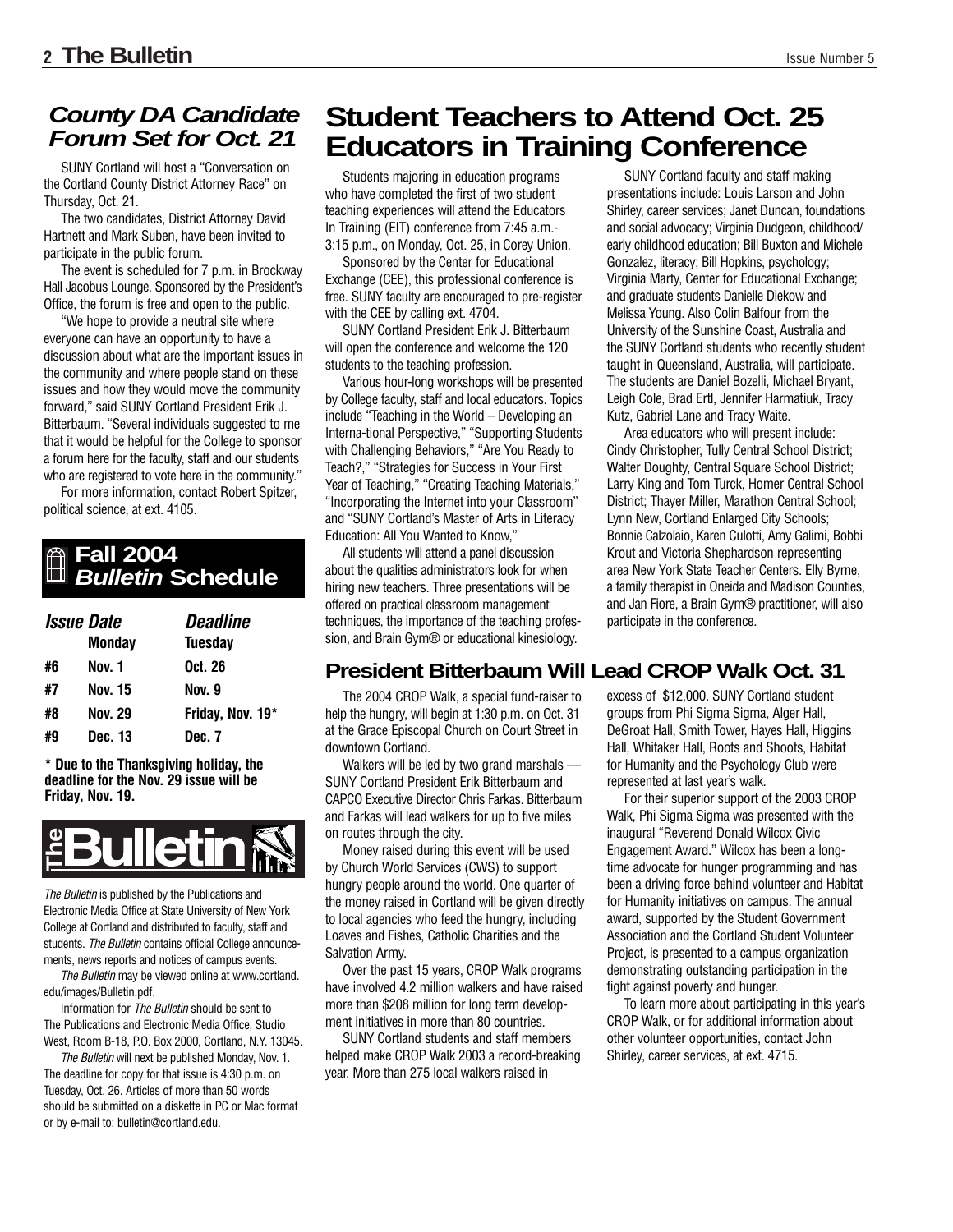## *County DA Candidate Forum Set for Oct. 21*

SUNY Cortland will host a "Conversation on the Cortland County District Attorney Race" on Thursday, Oct. 21.

The two candidates, District Attorney David Hartnett and Mark Suben, have been invited to participate in the public forum.

The event is scheduled for 7 p.m. in Brockway Hall Jacobus Lounge. Sponsored by the President's Office, the forum is free and open to the public.

"We hope to provide a neutral site where everyone can have an opportunity to have a discussion about what are the important issues in the community and where people stand on these issues and how they would move the community forward," said SUNY Cortland President Erik J. Bitterbaum. "Several individuals suggested to me that it would be helpful for the College to sponsor a forum here for the faculty, staff and our students who are registered to vote here in the community."

For more information, contact Robert Spitzer, political science, at ext. 4105.

## Fall 2004 *Bulletin* Schedule

| | *Issue Date* Monday | *Deadline* Tuesday |
|---|---|---|
| #6 | Nov. 1 | Oct. 26 |
| #7 | Nov. 15 | Nov. 9 |
| #8 | Nov. 29 | Friday, Nov. 19* |
| #9 | Dec. 13 | Dec. 7 |

**\* Due to the Thanksgiving holiday, the deadline for the Nov. 29 issue will be Friday, Nov. 19.**

**The Bulletin**

*The Bulletin* is published by the Publications and Electronic Media Office at State University of New York College at Cortland and distributed to faculty, staff and students. *The Bulletin* contains official College announcements, news reports and notices of campus events.

*The Bulletin* may be viewed online at www.cortland.edu/images/Bulletin.pdf.

Information for *The Bulletin* should be sent to The Publications and Electronic Media Office, Studio West, Room B-18, P.O. Box 2000, Cortland, N.Y. 13045.

*The Bulletin* will next be published Monday, Nov. 1. The deadline for copy for that issue is 4:30 p.m. on Tuesday, Oct. 26. Articles of more than 50 words should be submitted on a diskette in PC or Mac format or by e-mail to: bulletin@cortland.edu.

# Student Teachers to Attend Oct. 25 Educators in Training Conference

Students majoring in education programs who have completed the first of two student teaching experiences will attend the Educators In Training (EIT) conference from 7:45 a.m.-3:15 p.m., on Monday, Oct. 25, in Corey Union.

Sponsored by the Center for Educational Exchange (CEE), this professional conference is free. SUNY faculty are encouraged to pre-register with the CEE by calling ext. 4704.

SUNY Cortland President Erik J. Bitterbaum will open the conference and welcome the 120 students to the teaching profession.

Various hour-long workshops will be presented by College faculty, staff and local educators. Topics include "Teaching in the World – Developing an Interna-tional Perspective," "Supporting Students with Challenging Behaviors," "Are You Ready to Teach?," "Strategies for Success in Your First Year of Teaching," "Creating Teaching Materials," "Incorporating the Internet into your Classroom" and "SUNY Cortland's Master of Arts in Literacy Education: All You Wanted to Know,"

All students will attend a panel discussion about the qualities administrators look for when hiring new teachers. Three presentations will be offered on practical classroom management techniques, the importance of the teaching profession, and Brain Gym® or educational kinesiology.

SUNY Cortland faculty and staff making presentations include: Louis Larson and John Shirley, career services; Janet Duncan, foundations and social advocacy; Virginia Dudgeon, childhood/early childhood education; Bill Buxton and Michele Gonzalez, literacy; Bill Hopkins, psychology; Virginia Marty, Center for Educational Exchange; and graduate students Danielle Diekow and Melissa Young. Also Colin Balfour from the University of the Sunshine Coast, Australia and the SUNY Cortland students who recently student taught in Queensland, Australia, will participate. The students are Daniel Bozelli, Michael Bryant, Leigh Cole, Brad Ertl, Jennifer Harmatiuk, Tracy Kutz, Gabriel Lane and Tracy Waite.

Area educators who will present include: Cindy Christopher, Tully Central School District; Walter Doughty, Central Square School District; Larry King and Tom Turck, Homer Central School District; Thayer Miller, Marathon Central School; Lynn New, Cortland Enlarged City Schools; Bonnie Calzolaio, Karen Culotti, Amy Galimi, Bobbi Krout and Victoria Shephardson representing area New York State Teacher Centers. Elly Byrne, a family therapist in Oneida and Madison Counties, and Jan Fiore, a Brain Gym® practitioner, will also participate in the conference.

## President Bitterbaum Will Lead CROP Walk Oct. 31

The 2004 CROP Walk, a special fund-raiser to help the hungry, will begin at 1:30 p.m. on Oct. 31 at the Grace Episcopal Church on Court Street in downtown Cortland.

Walkers will be led by two grand marshals — SUNY Cortland President Erik Bitterbaum and CAPCO Executive Director Chris Farkas. Bitterbaum and Farkas will lead walkers for up to five miles on routes through the city.

Money raised during this event will be used by Church World Services (CWS) to support hungry people around the world. One quarter of the money raised in Cortland will be given directly to local agencies who feed the hungry, including Loaves and Fishes, Catholic Charities and the Salvation Army.

Over the past 15 years, CROP Walk programs have involved 4.2 million walkers and have raised more than $208 million for long term development initiatives in more than 80 countries.

SUNY Cortland students and staff members helped make CROP Walk 2003 a record-breaking year. More than 275 local walkers raised in excess of $12,000. SUNY Cortland student groups from Phi Sigma Sigma, Alger Hall, DeGroat Hall, Smith Tower, Hayes Hall, Higgins Hall, Whitaker Hall, Roots and Shoots, Habitat for Humanity and the Psychology Club were represented at last year's walk.

For their superior support of the 2003 CROP Walk, Phi Sigma Sigma was presented with the inaugural "Reverend Donald Wilcox Civic Engagement Award." Wilcox has been a long-time advocate for hunger programming and has been a driving force behind volunteer and Habitat for Humanity initiatives on campus. The annual award, supported by the Student Government Association and the Cortland Student Volunteer Project, is presented to a campus organization demonstrating outstanding participation in the fight against poverty and hunger.

To learn more about participating in this year's CROP Walk, or for additional information about other volunteer opportunities, contact John Shirley, career services, at ext. 4715.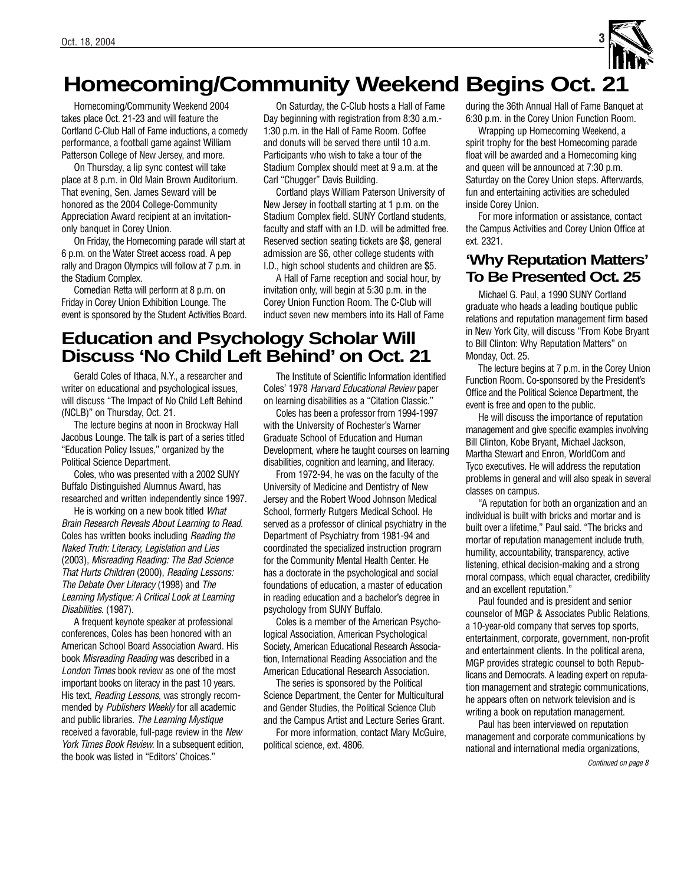# Homecoming/Community Weekend Begins Oct. 21

Homecoming/Community Weekend 2004 takes place Oct. 21-23 and will feature the Cortland C-Club Hall of Fame inductions, a comedy performance, a football game against William Patterson College of New Jersey, and more.

On Thursday, a lip sync contest will take place at 8 p.m. in Old Main Brown Auditorium. That evening, Sen. James Seward will be honored as the 2004 College-Community Appreciation Award recipient at an invitation-only banquet in Corey Union.

On Friday, the Homecoming parade will start at 6 p.m. on the Water Street access road. A pep rally and Dragon Olympics will follow at 7 p.m. in the Stadium Complex.

Comedian Retta will perform at 8 p.m. on Friday in Corey Union Exhibition Lounge. The event is sponsored by the Student Activities Board.

On Saturday, the C-Club hosts a Hall of Fame Day beginning with registration from 8:30 a.m.-1:30 p.m. in the Hall of Fame Room. Coffee and donuts will be served there until 10 a.m. Participants who wish to take a tour of the Stadium Complex should meet at 9 a.m. at the Carl "Chugger" Davis Building.

Cortland plays William Paterson University of New Jersey in football starting at 1 p.m. on the Stadium Complex field. SUNY Cortland students, faculty and staff with an I.D. will be admitted free. Reserved section seating tickets are $8, general admission are $6, other college students with I.D., high school students and children are $5.

A Hall of Fame reception and social hour, by invitation only, will begin at 5:30 p.m. in the Corey Union Function Room. The C-Club will induct seven new members into its Hall of Fame during the 36th Annual Hall of Fame Banquet at 6:30 p.m. in the Corey Union Function Room.

Wrapping up Homecoming Weekend, a spirit trophy for the best Homecoming parade float will be awarded and a Homecoming king and queen will be announced at 7:30 p.m. Saturday on the Corey Union steps. Afterwards, fun and entertaining activities are scheduled inside Corey Union.

For more information or assistance, contact the Campus Activities and Corey Union Office at ext. 2321.

## Education and Psychology Scholar Will Discuss 'No Child Left Behind' on Oct. 21

Gerald Coles of Ithaca, N.Y., a researcher and writer on educational and psychological issues, will discuss "The Impact of No Child Left Behind (NCLB)" on Thursday, Oct. 21.

The lecture begins at noon in Brockway Hall Jacobus Lounge. The talk is part of a series titled "Education Policy Issues," organized by the Political Science Department.

Coles, who was presented with a 2002 SUNY Buffalo Distinguished Alumnus Award, has researched and written independently since 1997.

He is working on a new book titled *What Brain Research Reveals About Learning to Read*. Coles has written books including *Reading the Naked Truth: Literacy, Legislation and Lies* (2003), *Misreading Reading: The Bad Science That Hurts Children* (2000), *Reading Lessons: The Debate Over Literacy* (1998) and *The Learning Mystique: A Critical Look at Learning Disabilities*. (1987).

A frequent keynote speaker at professional conferences, Coles has been honored with an American School Board Association Award. His book *Misreading Reading* was described in a *London Times* book review as one of the most important books on literacy in the past 10 years. His text, *Reading Lessons*, was strongly recommended by *Publishers Weekly* for all academic and public libraries. *The Learning Mystique* received a favorable, full-page review in the *New York Times Book Review.* In a subsequent edition, the book was listed in "Editors' Choices."

The Institute of Scientific Information identified Coles' 1978 *Harvard Educational Review* paper on learning disabilities as a "Citation Classic."

Coles has been a professor from 1994-1997 with the University of Rochester's Warner Graduate School of Education and Human Development, where he taught courses on learning disabilities, cognition and learning, and literacy.

From 1972-94, he was on the faculty of the University of Medicine and Dentistry of New Jersey and the Robert Wood Johnson Medical School, formerly Rutgers Medical School. He served as a professor of clinical psychiatry in the Department of Psychiatry from 1981-94 and coordinated the specialized instruction program for the Community Mental Health Center. He has a doctorate in the psychological and social foundations of education, a master of education in reading education and a bachelor's degree in psychology from SUNY Buffalo.

Coles is a member of the American Psychological Association, American Psychological Society, American Educational Research Association, International Reading Association and the American Educational Research Association.

The series is sponsored by the Political Science Department, the Center for Multicultural and Gender Studies, the Political Science Club and the Campus Artist and Lecture Series Grant.

For more information, contact Mary McGuire, political science, ext. 4806.

## 'Why Reputation Matters' To Be Presented Oct. 25

Michael G. Paul, a 1990 SUNY Cortland graduate who heads a leading boutique public relations and reputation management firm based in New York City, will discuss "From Kobe Bryant to Bill Clinton: Why Reputation Matters" on Monday, Oct. 25.

The lecture begins at 7 p.m. in the Corey Union Function Room. Co-sponsored by the President's Office and the Political Science Department, the event is free and open to the public.

He will discuss the importance of reputation management and give specific examples involving Bill Clinton, Kobe Bryant, Michael Jackson, Martha Stewart and Enron, WorldCom and Tyco executives. He will address the reputation problems in general and will also speak in several classes on campus.

"A reputation for both an organization and an individual is built with bricks and mortar and is built over a lifetime," Paul said. "The bricks and mortar of reputation management include truth, humility, accountability, transparency, active listening, ethical decision-making and a strong moral compass, which equal character, credibility and an excellent reputation."

Paul founded and is president and senior counselor of MGP & Associates Public Relations, a 10-year-old company that serves top sports, entertainment, corporate, government, non-profit and entertainment clients. In the political arena, MGP provides strategic counsel to both Republicans and Democrats. A leading expert on reputation management and strategic communications, he appears often on network television and is writing a book on reputation management.

Paul has been interviewed on reputation management and corporate communications by national and international media organizations,

*Continued on page 8*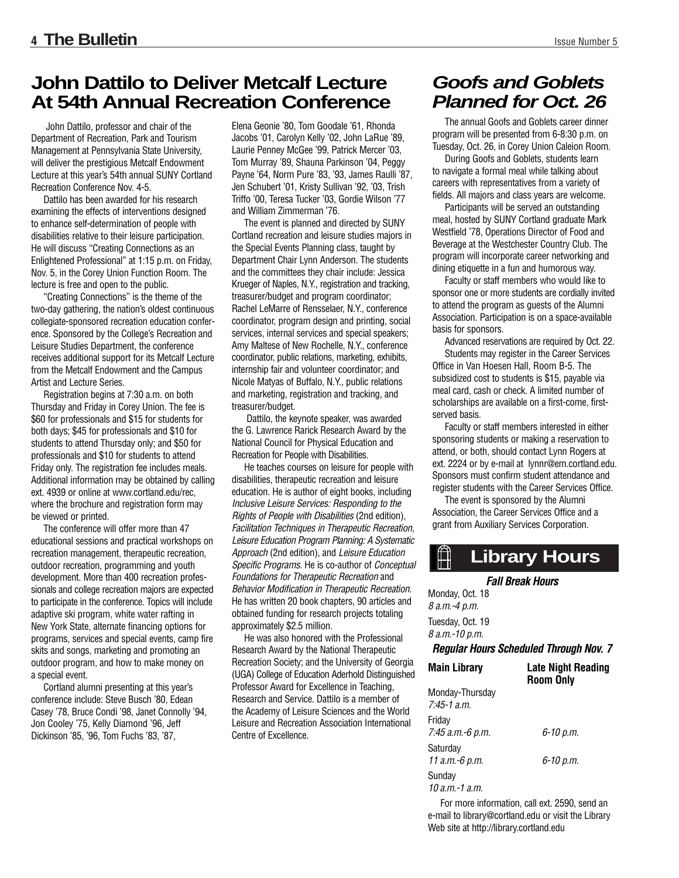## John Dattilo to Deliver Metcalf Lecture At 54th Annual Recreation Conference

John Dattilo, professor and chair of the Department of Recreation, Park and Tourism Management at Pennsylvania State University, will deliver the prestigious Metcalf Endowment Lecture at this year's 54th annual SUNY Cortland Recreation Conference Nov. 4-5.

Dattilo has been awarded for his research examining the effects of interventions designed to enhance self-determination of people with disabilities relative to their leisure participation. He will discuss "Creating Connections as an Enlightened Professional" at 1:15 p.m. on Friday, Nov. 5, in the Corey Union Function Room. The lecture is free and open to the public.

"Creating Connections" is the theme of the two-day gathering, the nation's oldest continuous collegiate-sponsored recreation education conference. Sponsored by the College's Recreation and Leisure Studies Department, the conference receives additional support for its Metcalf Lecture from the Metcalf Endowment and the Campus Artist and Lecture Series.

Registration begins at 7:30 a.m. on both Thursday and Friday in Corey Union. The fee is $60 for professionals and $15 for students for both days; $45 for professionals and $10 for students to attend Thursday only; and $50 for professionals and $10 for students to attend Friday only. The registration fee includes meals. Additional information may be obtained by calling ext. 4939 or online at www.cortland.edu/rec, where the brochure and registration form may be viewed or printed.

The conference will offer more than 47 educational sessions and practical workshops on recreation management, therapeutic recreation, outdoor recreation, programming and youth development. More than 400 recreation professionals and college recreation majors are expected to participate in the conference. Topics will include adaptive ski program, white water rafting in New York State, alternate financing options for programs, services and special events, camp fire skits and songs, marketing and promoting an outdoor program, and how to make money on a special event.

Cortland alumni presenting at this year's conference include: Steve Busch '80, Edean Casey '78, Bruce Condi '98, Janet Connolly '94, Jon Cooley '75, Kelly Diamond '96, Jeff Dickinson '85, '96, Tom Fuchs '83, '87, Elena Geonie '80, Tom Goodale '61, Rhonda Jacobs '01, Carolyn Kelly '02, John LaRue '89, Laurie Penney McGee '99, Patrick Mercer '03, Tom Murray '89, Shauna Parkinson '04, Peggy Payne '64, Norm Pure '83, '93, James Raulli '87, Jen Schubert '01, Kristy Sullivan '92, '03, Trish Triffo '00, Teresa Tucker '03, Gordie Wilson '77 and William Zimmerman '76.

The event is planned and directed by SUNY Cortland recreation and leisure studies majors in the Special Events Planning class, taught by Department Chair Lynn Anderson. The students and the committees they chair include: Jessica Krueger of Naples, N.Y., registration and tracking, treasurer/budget and program coordinator; Rachel LeMarre of Rensselaer, N.Y., conference coordinator, program design and printing, social services, internal services and special speakers; Amy Maltese of New Rochelle, N.Y., conference coordinator, public relations, marketing, exhibits, internship fair and volunteer coordinator; and Nicole Matyas of Buffalo, N.Y., public relations and marketing, registration and tracking, and treasurer/budget.

Dattilo, the keynote speaker, was awarded the G. Lawrence Rarick Research Award by the National Council for Physical Education and Recreation for People with Disabilities.

He teaches courses on leisure for people with disabilities, therapeutic recreation and leisure education. He is author of eight books, including *Inclusive Leisure Services: Responding to the Rights of People with Disabilities* (2nd edition), *Facilitation Techniques in Therapeutic Recreation, Leisure Education Program Planning: A Systematic Approach* (2nd edition), and *Leisure Education Specific Programs*. He is co-author of *Conceptual Foundations for Therapeutic Recreation* and *Behavior Modification in Therapeutic Recreation*. He has written 20 book chapters, 90 articles and obtained funding for research projects totaling approximately $2.5 million.

He was also honored with the Professional Research Award by the National Therapeutic Recreation Society; and the University of Georgia (UGA) College of Education Aderhold Distinguished Professor Award for Excellence in Teaching, Research and Service. Dattilo is a member of the Academy of Leisure Sciences and the World Leisure and Recreation Association International Centre of Excellence.

## *Goofs and Goblets Planned for Oct. 26*

The annual Goofs and Goblets career dinner program will be presented from 6-8:30 p.m. on Tuesday, Oct. 26, in Corey Union Caleion Room.

During Goofs and Goblets, students learn to navigate a formal meal while talking about careers with representatives from a variety of fields. All majors and class years are welcome.

Participants will be served an outstanding meal, hosted by SUNY Cortland graduate Mark Westfield '78, Operations Director of Food and Beverage at the Westchester Country Club. The program will incorporate career networking and dining etiquette in a fun and humorous way.

Faculty or staff members who would like to sponsor one or more students are cordially invited to attend the program as guests of the Alumni Association. Participation is on a space-available basis for sponsors.

Advanced reservations are required by Oct. 22.

Students may register in the Career Services Office in Van Hoesen Hall, Room B-5. The subsidized cost to students is $15, payable via meal card, cash or check. A limited number of scholarships are available on a first-come, first-served basis.

Faculty or staff members interested in either sponsoring students or making a reservation to attend, or both, should contact Lynn Rogers at ext. 2224 or by e-mail at lynnr@em.cortland.edu. Sponsors must confirm student attendance and register students with the Career Services Office.

The event is sponsored by the Alumni Association, the Career Services Office and a grant from Auxiliary Services Corporation.

## Library Hours

***Fall Break Hours***

Monday, Oct. 18
*8 a.m.-4 p.m.*

Tuesday, Oct. 19
*8 a.m.-10 p.m.*

***Regular Hours Scheduled Through Nov. 7***

| | Main Library | Late Night Reading Room Only |
|---|---|---|
| Monday-Thursday | *7:45-1 a.m.* | |
| Friday | *7:45 a.m.-6 p.m.* | *6-10 p.m.* |
| Saturday | *11 a.m.-6 p.m.* | *6-10 p.m.* |
| Sunday | *10 a.m.-1 a.m.* | |

For more information, call ext. 2590, send an e-mail to library@cortland.edu or visit the Library Web site at http://library.cortland.edu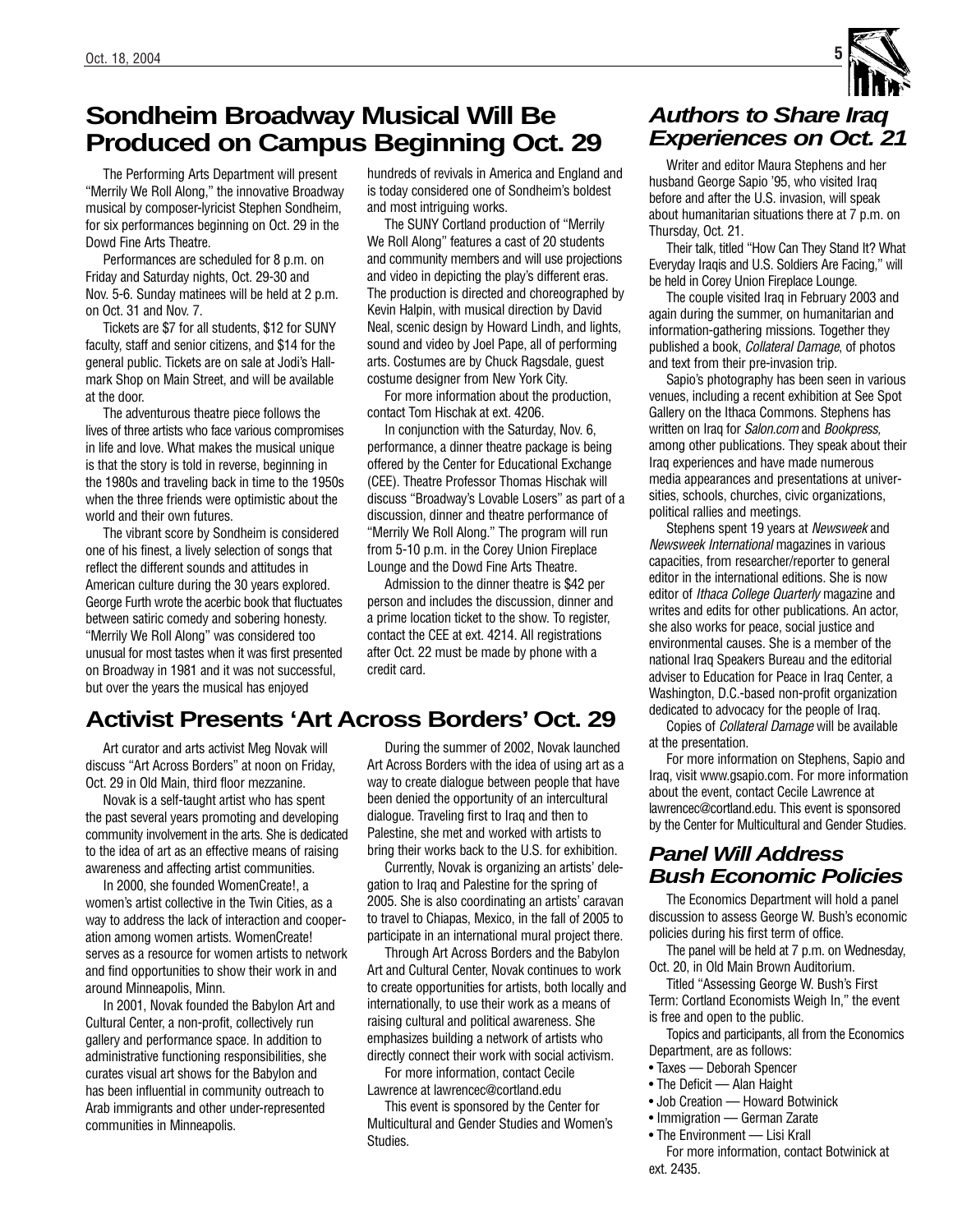## Sondheim Broadway Musical Will Be Produced on Campus Beginning Oct. 29

The Performing Arts Department will present "Merrily We Roll Along," the innovative Broadway musical by composer-lyricist Stephen Sondheim, for six performances beginning on Oct. 29 in the Dowd Fine Arts Theatre.

Performances are scheduled for 8 p.m. on Friday and Saturday nights, Oct. 29-30 and Nov. 5-6. Sunday matinees will be held at 2 p.m. on Oct. 31 and Nov. 7.

Tickets are $7 for all students, $12 for SUNY faculty, staff and senior citizens, and $14 for the general public. Tickets are on sale at Jodi's Hallmark Shop on Main Street, and will be available at the door.

The adventurous theatre piece follows the lives of three artists who face various compromises in life and love. What makes the musical unique is that the story is told in reverse, beginning in the 1980s and traveling back in time to the 1950s when the three friends were optimistic about the world and their own futures.

The vibrant score by Sondheim is considered one of his finest, a lively selection of songs that reflect the different sounds and attitudes in American culture during the 30 years explored. George Furth wrote the acerbic book that fluctuates between satiric comedy and sobering honesty. "Merrily We Roll Along" was considered too unusual for most tastes when it was first presented on Broadway in 1981 and it was not successful, but over the years the musical has enjoyed hundreds of revivals in America and England and is today considered one of Sondheim's boldest and most intriguing works.

The SUNY Cortland production of "Merrily We Roll Along" features a cast of 20 students and community members and will use projections and video in depicting the play's different eras. The production is directed and choreographed by Kevin Halpin, with musical direction by David Neal, scenic design by Howard Lindh, and lights, sound and video by Joel Pape, all of performing arts. Costumes are by Chuck Ragsdale, guest costume designer from New York City.

For more information about the production, contact Tom Hischak at ext. 4206.

In conjunction with the Saturday, Nov. 6, performance, a dinner theatre package is being offered by the Center for Educational Exchange (CEE). Theatre Professor Thomas Hischak will discuss "Broadway's Lovable Losers" as part of a discussion, dinner and theatre performance of "Merrily We Roll Along." The program will run from 5-10 p.m. in the Corey Union Fireplace Lounge and the Dowd Fine Arts Theatre.

Admission to the dinner theatre is $42 per person and includes the discussion, dinner and a prime location ticket to the show. To register, contact the CEE at ext. 4214. All registrations after Oct. 22 must be made by phone with a credit card.

## Activist Presents 'Art Across Borders' Oct. 29

Art curator and arts activist Meg Novak will discuss "Art Across Borders" at noon on Friday, Oct. 29 in Old Main, third floor mezzanine.

Novak is a self-taught artist who has spent the past several years promoting and developing community involvement in the arts. She is dedicated to the idea of art as an effective means of raising awareness and affecting artist communities.

In 2000, she founded WomenCreate!, a women's artist collective in the Twin Cities, as a way to address the lack of interaction and cooperation among women artists. WomenCreate! serves as a resource for women artists to network and find opportunities to show their work in and around Minneapolis, Minn.

In 2001, Novak founded the Babylon Art and Cultural Center, a non-profit, collectively run gallery and performance space. In addition to administrative functioning responsibilities, she curates visual art shows for the Babylon and has been influential in community outreach to Arab immigrants and other under-represented communities in Minneapolis.

During the summer of 2002, Novak launched Art Across Borders with the idea of using art as a way to create dialogue between people that have been denied the opportunity of an intercultural dialogue. Traveling first to Iraq and then to Palestine, she met and worked with artists to bring their works back to the U.S. for exhibition.

Currently, Novak is organizing an artists' delegation to Iraq and Palestine for the spring of 2005. She is also coordinating an artists' caravan to travel to Chiapas, Mexico, in the fall of 2005 to participate in an international mural project there.

Through Art Across Borders and the Babylon Art and Cultural Center, Novak continues to work to create opportunities for artists, both locally and internationally, to use their work as a means of raising cultural and political awareness. She emphasizes building a network of artists who directly connect their work with social activism.

For more information, contact Cecile Lawrence at lawrencec@cortland.edu

This event is sponsored by the Center for Multicultural and Gender Studies and Women's Studies.

## *Authors to Share Iraq Experiences on Oct. 21*

Writer and editor Maura Stephens and her husband George Sapio '95, who visited Iraq before and after the U.S. invasion, will speak about humanitarian situations there at 7 p.m. on Thursday, Oct. 21.

Their talk, titled "How Can They Stand It? What Everyday Iraqis and U.S. Soldiers Are Facing," will be held in Corey Union Fireplace Lounge.

The couple visited Iraq in February 2003 and again during the summer, on humanitarian and information-gathering missions. Together they published a book, *Collateral Damage*, of photos and text from their pre-invasion trip.

Sapio's photography has been seen in various venues, including a recent exhibition at See Spot Gallery on the Ithaca Commons. Stephens has written on Iraq for *Salon.com* and *Bookpress,* among other publications. They speak about their Iraq experiences and have made numerous media appearances and presentations at universities, schools, churches, civic organizations, political rallies and meetings.

Stephens spent 19 years at *Newsweek* and *Newsweek International* magazines in various capacities, from researcher/reporter to general editor in the international editions. She is now editor of *Ithaca College Quarterly* magazine and writes and edits for other publications. An actor, she also works for peace, social justice and environmental causes. She is a member of the national Iraq Speakers Bureau and the editorial adviser to Education for Peace in Iraq Center, a Washington, D.C.-based non-profit organization dedicated to advocacy for the people of Iraq.

Copies of *Collateral Damage* will be available at the presentation.

For more information on Stephens, Sapio and Iraq, visit www.gsapio.com. For more information about the event, contact Cecile Lawrence at lawrencec@cortland.edu. This event is sponsored by the Center for Multicultural and Gender Studies.

## *Panel Will Address Bush Economic Policies*

The Economics Department will hold a panel discussion to assess George W. Bush's economic policies during his first term of office.

The panel will be held at 7 p.m. on Wednesday, Oct. 20, in Old Main Brown Auditorium.

Titled "Assessing George W. Bush's First Term: Cortland Economists Weigh In," the event is free and open to the public.

Topics and participants, all from the Economics Department, are as follows:

- Taxes — Deborah Spencer
- The Deficit — Alan Haight
- Job Creation — Howard Botwinick
- Immigration — German Zarate
- The Environment — Lisi Krall

For more information, contact Botwinick at ext. 2435.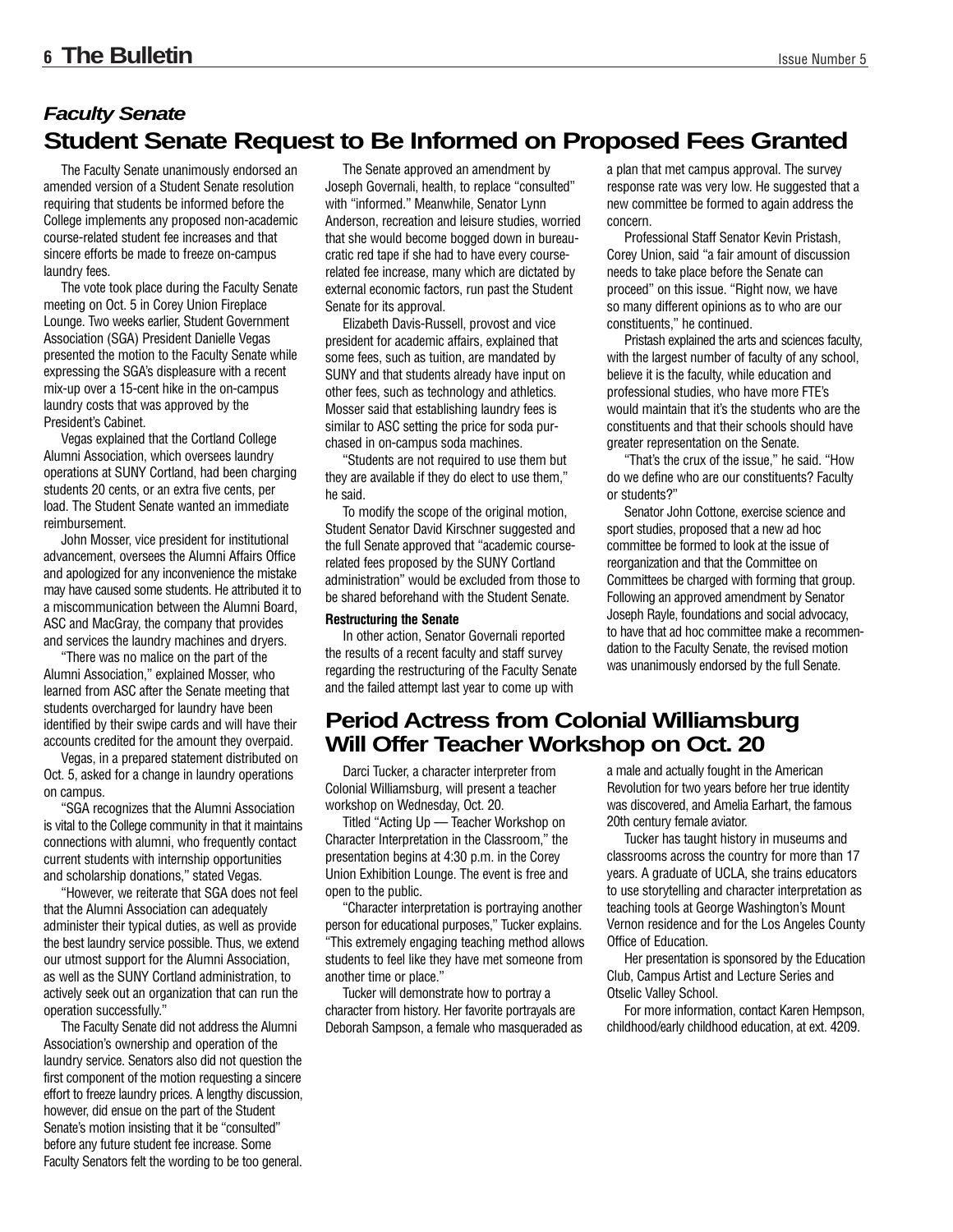## *Faculty Senate*

# Student Senate Request to Be Informed on Proposed Fees Granted

The Faculty Senate unanimously endorsed an amended version of a Student Senate resolution requiring that students be informed before the College implements any proposed non-academic course-related student fee increases and that sincere efforts be made to freeze on-campus laundry fees.

The vote took place during the Faculty Senate meeting on Oct. 5 in Corey Union Fireplace Lounge. Two weeks earlier, Student Government Association (SGA) President Danielle Vegas presented the motion to the Faculty Senate while expressing the SGA's displeasure with a recent mix-up over a 15-cent hike in the on-campus laundry costs that was approved by the President's Cabinet.

Vegas explained that the Cortland College Alumni Association, which oversees laundry operations at SUNY Cortland, had been charging students 20 cents, or an extra five cents, per load. The Student Senate wanted an immediate reimbursement.

John Mosser, vice president for institutional advancement, oversees the Alumni Affairs Office and apologized for any inconvenience the mistake may have caused some students. He attributed it to a miscommunication between the Alumni Board, ASC and MacGray, the company that provides and services the laundry machines and dryers.

"There was no malice on the part of the Alumni Association," explained Mosser, who learned from ASC after the Senate meeting that students overcharged for laundry have been identified by their swipe cards and will have their accounts credited for the amount they overpaid.

Vegas, in a prepared statement distributed on Oct. 5, asked for a change in laundry operations on campus.

"SGA recognizes that the Alumni Association is vital to the College community in that it maintains connections with alumni, who frequently contact current students with internship opportunities and scholarship donations," stated Vegas.

"However, we reiterate that SGA does not feel that the Alumni Association can adequately administer their typical duties, as well as provide the best laundry service possible. Thus, we extend our utmost support for the Alumni Association, as well as the SUNY Cortland administration, to actively seek out an organization that can run the operation successfully."

The Faculty Senate did not address the Alumni Association's ownership and operation of the laundry service. Senators also did not question the first component of the motion requesting a sincere effort to freeze laundry prices. A lengthy discussion, however, did ensue on the part of the Student Senate's motion insisting that it be "consulted" before any future student fee increase. Some Faculty Senators felt the wording to be too general.

The Senate approved an amendment by Joseph Governali, health, to replace "consulted" with "informed." Meanwhile, Senator Lynn Anderson, recreation and leisure studies, worried that she would become bogged down in bureaucratic red tape if she had to have every course-related fee increase, many which are dictated by external economic factors, run past the Student Senate for its approval.

Elizabeth Davis-Russell, provost and vice president for academic affairs, explained that some fees, such as tuition, are mandated by SUNY and that students already have input on other fees, such as technology and athletics. Mosser said that establishing laundry fees is similar to ASC setting the price for soda purchased in on-campus soda machines.

"Students are not required to use them but they are available if they do elect to use them," he said.

To modify the scope of the original motion, Student Senator David Kirschner suggested and the full Senate approved that "academic course-related fees proposed by the SUNY Cortland administration" would be excluded from those to be shared beforehand with the Student Senate.

**Restructuring the Senate**

In other action, Senator Governali reported the results of a recent faculty and staff survey regarding the restructuring of the Faculty Senate and the failed attempt last year to come up with a plan that met campus approval. The survey response rate was very low. He suggested that a new committee be formed to again address the concern.

Professional Staff Senator Kevin Pristash, Corey Union, said "a fair amount of discussion needs to take place before the Senate can proceed" on this issue. "Right now, we have so many different opinions as to who are our constituents," he continued.

Pristash explained the arts and sciences faculty, with the largest number of faculty of any school, believe it is the faculty, while education and professional studies, who have more FTE's would maintain that it's the students who are the constituents and that their schools should have greater representation on the Senate.

"That's the crux of the issue," he said. "How do we define who are our constituents? Faculty or students?"

Senator John Cottone, exercise science and sport studies, proposed that a new ad hoc committee be formed to look at the issue of reorganization and that the Committee on Committees be charged with forming that group. Following an approved amendment by Senator Joseph Rayle, foundations and social advocacy, to have that ad hoc committee make a recommendation to the Faculty Senate, the revised motion was unanimously endorsed by the full Senate.

# Period Actress from Colonial Williamsburg Will Offer Teacher Workshop on Oct. 20

Darci Tucker, a character interpreter from Colonial Williamsburg, will present a teacher workshop on Wednesday, Oct. 20.

Titled "Acting Up — Teacher Workshop on Character Interpretation in the Classroom," the presentation begins at 4:30 p.m. in the Corey Union Exhibition Lounge. The event is free and open to the public.

"Character interpretation is portraying another person for educational purposes," Tucker explains. "This extremely engaging teaching method allows students to feel like they have met someone from another time or place."

Tucker will demonstrate how to portray a character from history. Her favorite portrayals are Deborah Sampson, a female who masqueraded as a male and actually fought in the American Revolution for two years before her true identity was discovered, and Amelia Earhart, the famous 20th century female aviator.

Tucker has taught history in museums and classrooms across the country for more than 17 years. A graduate of UCLA, she trains educators to use storytelling and character interpretation as teaching tools at George Washington's Mount Vernon residence and for the Los Angeles County Office of Education.

Her presentation is sponsored by the Education Club, Campus Artist and Lecture Series and Otselic Valley School.

For more information, contact Karen Hempson, childhood/early childhood education, at ext. 4209.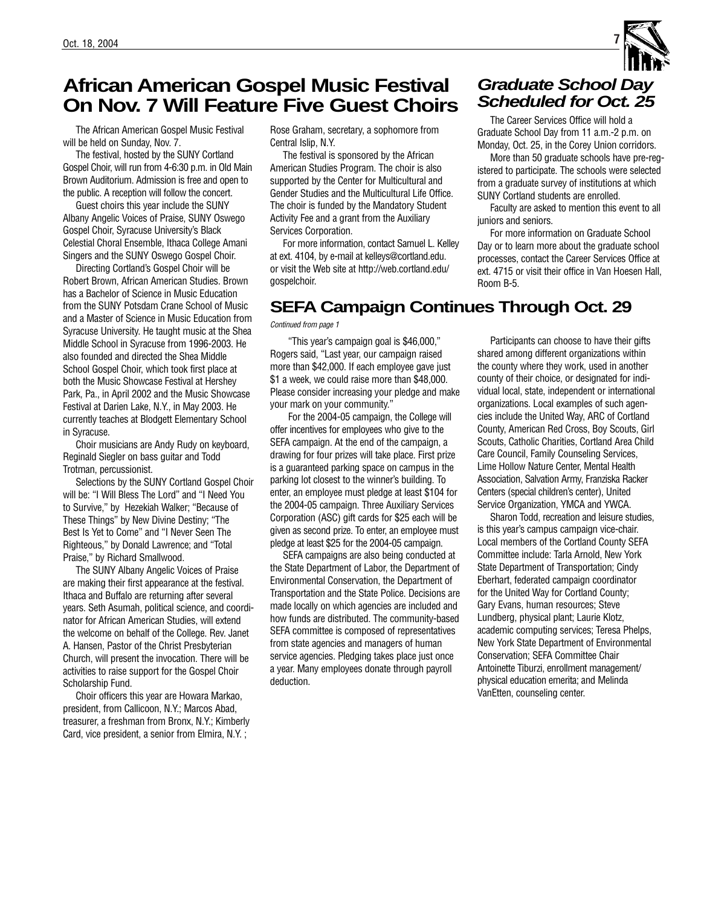## African American Gospel Music Festival On Nov. 7 Will Feature Five Guest Choirs

The African American Gospel Music Festival will be held on Sunday, Nov. 7.

The festival, hosted by the SUNY Cortland Gospel Choir, will run from 4-6:30 p.m. in Old Main Brown Auditorium. Admission is free and open to the public. A reception will follow the concert.

Guest choirs this year include the SUNY Albany Angelic Voices of Praise, SUNY Oswego Gospel Choir, Syracuse University's Black Celestial Choral Ensemble, Ithaca College Amani Singers and the SUNY Oswego Gospel Choir.

Directing Cortland's Gospel Choir will be Robert Brown, African American Studies. Brown has a Bachelor of Science in Music Education from the SUNY Potsdam Crane School of Music and a Master of Science in Music Education from Syracuse University. He taught music at the Shea Middle School in Syracuse from 1996-2003. He also founded and directed the Shea Middle School Gospel Choir, which took first place at both the Music Showcase Festival at Hershey Park, Pa., in April 2002 and the Music Showcase Festival at Darien Lake, N.Y., in May 2003. He currently teaches at Blodgett Elementary School in Syracuse.

Choir musicians are Andy Rudy on keyboard, Reginald Siegler on bass guitar and Todd Trotman, percussionist.

Selections by the SUNY Cortland Gospel Choir will be: "I Will Bless The Lord" and "I Need You to Survive," by Hezekiah Walker; "Because of These Things" by New Divine Destiny; "The Best Is Yet to Come" and "I Never Seen The Righteous," by Donald Lawrence; and "Total Praise," by Richard Smallwood.

The SUNY Albany Angelic Voices of Praise are making their first appearance at the festival. Ithaca and Buffalo are returning after several years. Seth Asumah, political science, and coordinator for African American Studies, will extend the welcome on behalf of the College. Rev. Janet A. Hansen, Pastor of the Christ Presbyterian Church, will present the invocation. There will be activities to raise support for the Gospel Choir Scholarship Fund.

Choir officers this year are Howara Markao, president, from Callicoon, N.Y.; Marcos Abad, treasurer, a freshman from Bronx, N.Y.; Kimberly Card, vice president, a senior from Elmira, N.Y. ; Rose Graham, secretary, a sophomore from Central Islip, N.Y.

The festival is sponsored by the African American Studies Program. The choir is also supported by the Center for Multicultural and Gender Studies and the Multicultural Life Office. The choir is funded by the Mandatory Student Activity Fee and a grant from the Auxiliary Services Corporation.

For more information, contact Samuel L. Kelley at ext. 4104, by e-mail at kelleys@cortland.edu. or visit the Web site at http://web.cortland.edu/gospelchoir.

## *Graduate School Day Scheduled for Oct. 25*

The Career Services Office will hold a Graduate School Day from 11 a.m.-2 p.m. on Monday, Oct. 25, in the Corey Union corridors.

More than 50 graduate schools have pre-registered to participate. The schools were selected from a graduate survey of institutions at which SUNY Cortland students are enrolled.

Faculty are asked to mention this event to all juniors and seniors.

For more information on Graduate School Day or to learn more about the graduate school processes, contact the Career Services Office at ext. 4715 or visit their office in Van Hoesen Hall, Room B-5.

## SEFA Campaign Continues Through Oct. 29

*Continued from page 1*

"This year's campaign goal is $46,000," Rogers said, "Last year, our campaign raised more than $42,000. If each employee gave just $1 a week, we could raise more than $48,000. Please consider increasing your pledge and make your mark on your community."

For the 2004-05 campaign, the College will offer incentives for employees who give to the SEFA campaign. At the end of the campaign, a drawing for four prizes will take place. First prize is a guaranteed parking space on campus in the parking lot closest to the winner's building. To enter, an employee must pledge at least $104 for the 2004-05 campaign. Three Auxiliary Services Corporation (ASC) gift cards for $25 each will be given as second prize. To enter, an employee must pledge at least $25 for the 2004-05 campaign.

SEFA campaigns are also being conducted at the State Department of Labor, the Department of Environmental Conservation, the Department of Transportation and the State Police. Decisions are made locally on which agencies are included and how funds are distributed. The community-based SEFA committee is composed of representatives from state agencies and managers of human service agencies. Pledging takes place just once a year. Many employees donate through payroll deduction.

Participants can choose to have their gifts shared among different organizations within the county where they work, used in another county of their choice, or designated for individual local, state, independent or international organizations. Local examples of such agencies include the United Way, ARC of Cortland County, American Red Cross, Boy Scouts, Girl Scouts, Catholic Charities, Cortland Area Child Care Council, Family Counseling Services, Lime Hollow Nature Center, Mental Health Association, Salvation Army, Franziska Racker Centers (special children's center), United Service Organization, YMCA and YWCA.

Sharon Todd, recreation and leisure studies, is this year's campus campaign vice-chair. Local members of the Cortland County SEFA Committee include: Tarla Arnold, New York State Department of Transportation; Cindy Eberhart, federated campaign coordinator for the United Way for Cortland County; Gary Evans, human resources; Steve Lundberg, physical plant; Laurie Klotz, academic computing services; Teresa Phelps, New York State Department of Environmental Conservation; SEFA Committee Chair Antoinette Tiburzi, enrollment management/physical education emerita; and Melinda VanEtten, counseling center.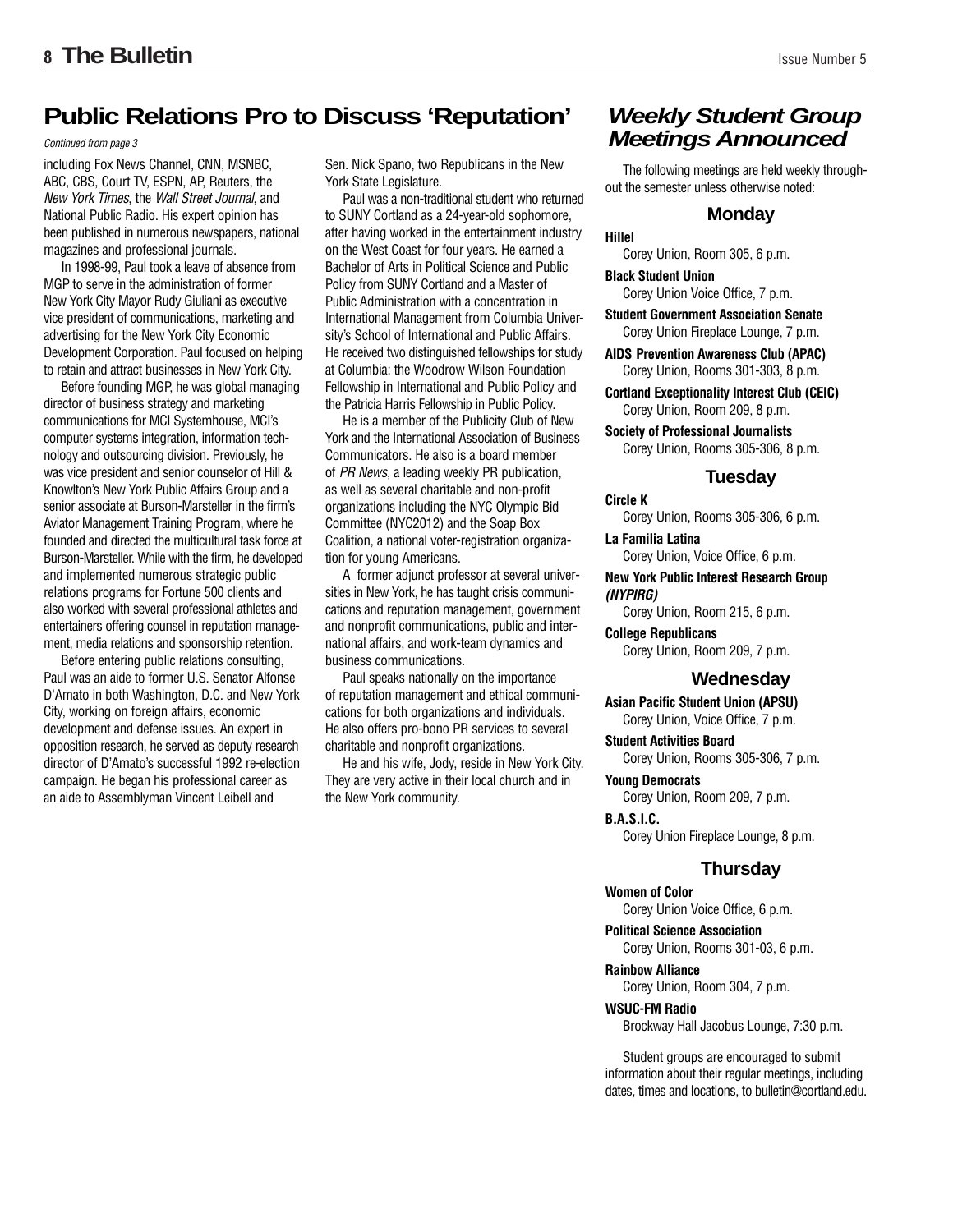## Public Relations Pro to Discuss 'Reputation'

*Continued from page 3*

including Fox News Channel, CNN, MSNBC, ABC, CBS, Court TV, ESPN, AP, Reuters, the *New York Times*, the *Wall Street Journal*, and National Public Radio. His expert opinion has been published in numerous newspapers, national magazines and professional journals.

In 1998-99, Paul took a leave of absence from MGP to serve in the administration of former New York City Mayor Rudy Giuliani as executive vice president of communications, marketing and advertising for the New York City Economic Development Corporation. Paul focused on helping to retain and attract businesses in New York City.

Before founding MGP, he was global managing director of business strategy and marketing communications for MCI Systemhouse, MCI's computer systems integration, information technology and outsourcing division. Previously, he was vice president and senior counselor of Hill & Knowlton's New York Public Affairs Group and a senior associate at Burson-Marsteller in the firm's Aviator Management Training Program, where he founded and directed the multicultural task force at Burson-Marsteller. While with the firm, he developed and implemented numerous strategic public relations programs for Fortune 500 clients and also worked with several professional athletes and entertainers offering counsel in reputation management, media relations and sponsorship retention.

Before entering public relations consulting, Paul was an aide to former U.S. Senator Alfonse D'Amato in both Washington, D.C. and New York City, working on foreign affairs, economic development and defense issues. An expert in opposition research, he served as deputy research director of D'Amato's successful 1992 re-election campaign. He began his professional career as an aide to Assemblyman Vincent Leibell and Sen. Nick Spano, two Republicans in the New York State Legislature.

Paul was a non-traditional student who returned to SUNY Cortland as a 24-year-old sophomore, after having worked in the entertainment industry on the West Coast for four years. He earned a Bachelor of Arts in Political Science and Public Policy from SUNY Cortland and a Master of Public Administration with a concentration in International Management from Columbia University's School of International and Public Affairs. He received two distinguished fellowships for study at Columbia: the Woodrow Wilson Foundation Fellowship in International and Public Policy and the Patricia Harris Fellowship in Public Policy.

He is a member of the Publicity Club of New York and the International Association of Business Communicators. He also is a board member of *PR News*, a leading weekly PR publication, as well as several charitable and non-profit organizations including the NYC Olympic Bid Committee (NYC2012) and the Soap Box Coalition, a national voter-registration organization for young Americans.

A former adjunct professor at several universities in New York, he has taught crisis communications and reputation management, government and nonprofit communications, public and international affairs, and work-team dynamics and business communications.

Paul speaks nationally on the importance of reputation management and ethical communications for both organizations and individuals. He also offers pro-bono PR services to several charitable and nonprofit organizations.

He and his wife, Jody, reside in New York City. They are very active in their local church and in the New York community.

## *Weekly Student Group Meetings Announced*

The following meetings are held weekly throughout the semester unless otherwise noted:

### Monday

**Hillel**
Corey Union, Room 305, 6 p.m.

**Black Student Union**
Corey Union Voice Office, 7 p.m.

**Student Government Association Senate**
Corey Union Fireplace Lounge, 7 p.m.

**AIDS Prevention Awareness Club (APAC)**
Corey Union, Rooms 301-303, 8 p.m.

**Cortland Exceptionality Interest Club (CEIC)**
Corey Union, Room 209, 8 p.m.

**Society of Professional Journalists**
Corey Union, Rooms 305-306, 8 p.m.

### Tuesday

**Circle K**
Corey Union, Rooms 305-306, 6 p.m.

**La Familia Latina**
Corey Union, Voice Office, 6 p.m.

**New York Public Interest Research Group *(NYPIRG)***
Corey Union, Room 215, 6 p.m.

**College Republicans**
Corey Union, Room 209, 7 p.m.

### Wednesday

**Asian Pacific Student Union (APSU)**
Corey Union, Voice Office, 7 p.m.

**Student Activities Board**
Corey Union, Rooms 305-306, 7 p.m.

**Young Democrats**
Corey Union, Room 209, 7 p.m.

**B.A.S.I.C.**
Corey Union Fireplace Lounge, 8 p.m.

### Thursday

**Women of Color**
Corey Union Voice Office, 6 p.m.

**Political Science Association**
Corey Union, Rooms 301-03, 6 p.m.

**Rainbow Alliance**
Corey Union, Room 304, 7 p.m.

**WSUC-FM Radio**
Brockway Hall Jacobus Lounge, 7:30 p.m.

Student groups are encouraged to submit information about their regular meetings, including dates, times and locations, to bulletin@cortland.edu.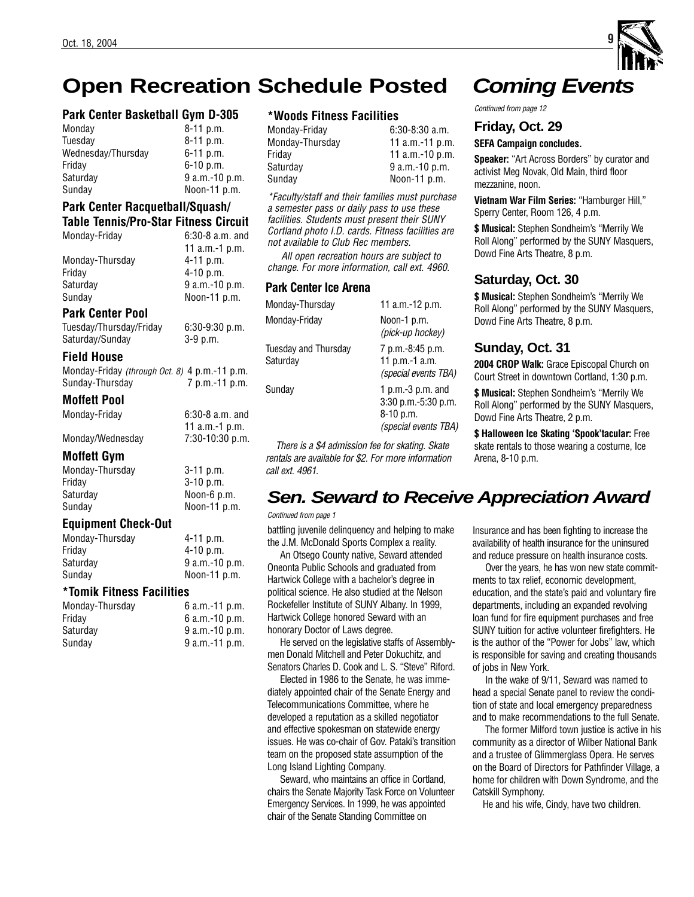# Open Recreation Schedule Posted

### Park Center Basketball Gym D-305

| | |
|---|---|
| Monday | 8-11 p.m. |
| Tuesday | 8-11 p.m. |
| Wednesday/Thursday | 6-11 p.m. |
| Friday | 6-10 p.m. |
| Saturday | 9 a.m.-10 p.m. |
| Sunday | Noon-11 p.m. |

### Park Center Racquetball/Squash/ Table Tennis/Pro-Star Fitness Circuit

| | |
|---|---|
| Monday-Friday | 6:30-8 a.m. and 11 a.m.-1 p.m. |
| Monday-Thursday | 4-11 p.m. |
| Friday | 4-10 p.m. |
| Saturday | 9 a.m.-10 p.m. |
| Sunday | Noon-11 p.m. |

### Park Center Pool

| | |
|---|---|
| Tuesday/Thursday/Friday | 6:30-9:30 p.m. |
| Saturday/Sunday | 3-9 p.m. |

### Field House

| | |
|---|---|
| Monday-Friday *(through Oct. 8)* | 4 p.m.-11 p.m. |
| Sunday-Thursday | 7 p.m.-11 p.m. |

### Moffett Pool

| | |
|---|---|
| Monday-Friday | 6:30-8 a.m. and 11 a.m.-1 p.m. |
| Monday/Wednesday | 7:30-10:30 p.m. |

### Moffett Gym

| | |
|---|---|
| Monday-Thursday | 3-11 p.m. |
| Friday | 3-10 p.m. |
| Saturday | Noon-6 p.m. |
| Sunday | Noon-11 p.m. |

### Equipment Check-Out

| | |
|---|---|
| Monday-Thursday | 4-11 p.m. |
| Friday | 4-10 p.m. |
| Saturday | 9 a.m.-10 p.m. |
| Sunday | Noon-11 p.m. |

### *Tomik Fitness Facilities

| | |
|---|---|
| Monday-Thursday | 6 a.m.-11 p.m. |
| Friday | 6 a.m.-10 p.m. |
| Saturday | 9 a.m.-10 p.m. |
| Sunday | 9 a.m.-11 p.m. |

### *Woods Fitness Facilities

| | |
|---|---|
| Monday-Friday | 6:30-8:30 a.m. |
| Monday-Thursday | 11 a.m.-11 p.m. |
| Friday | 11 a.m.-10 p.m. |
| Saturday | 9 a.m.-10 p.m. |
| Sunday | Noon-11 p.m. |

*\*Faculty/staff and their families must purchase a semester pass or daily pass to use these facilities. Students must present their SUNY Cortland photo I.D. cards. Fitness facilities are not available to Club Rec members.*

*All open recreation hours are subject to change. For more information, call ext. 4960.*

### Park Center Ice Arena

| | |
|---|---|
| Monday-Thursday | 11 a.m.-12 p.m. |
| Monday-Friday | Noon-1 p.m. *(pick-up hockey)* |
| Tuesday and Thursday | 7 p.m.-8:45 p.m. |
| Saturday | 11 p.m.-1 a.m. *(special events TBA)* |
| Sunday | 1 p.m.-3 p.m. and 3:30 p.m.-5:30 p.m. 8-10 p.m. *(special events TBA)* |

*There is a $4 admission fee for skating. Skate rentals are available for $2. For more information call ext. 4961.*

# Coming Events

*Continued from page 12*

## Friday, Oct. 29

**SEFA Campaign concludes.**

**Speaker:** "Art Across Borders" by curator and activist Meg Novak, Old Main, third floor mezzanine, noon.

**Vietnam War Film Series:** "Hamburger Hill," Sperry Center, Room 126, 4 p.m.

**$ Musical:** Stephen Sondheim's "Merrily We Roll Along" performed by the SUNY Masquers, Dowd Fine Arts Theatre, 8 p.m.

## Saturday, Oct. 30

**$ Musical:** Stephen Sondheim's "Merrily We Roll Along" performed by the SUNY Masquers, Dowd Fine Arts Theatre, 8 p.m.

## Sunday, Oct. 31

**2004 CROP Walk:** Grace Episcopal Church on Court Street in downtown Cortland, 1:30 p.m.

**$ Musical:** Stephen Sondheim's "Merrily We Roll Along" performed by the SUNY Masquers, Dowd Fine Arts Theatre, 2 p.m.

**$ Halloween Ice Skating 'Spook'tacular:** Free skate rentals to those wearing a costume, Ice Arena, 8-10 p.m.

# Sen. Seward to Receive Appreciation Award

*Continued from page 1*

battling juvenile delinquency and helping to make the J.M. McDonald Sports Complex a reality.

An Otsego County native, Seward attended Oneonta Public Schools and graduated from Hartwick College with a bachelor's degree in political science. He also studied at the Nelson Rockefeller Institute of SUNY Albany. In 1999, Hartwick College honored Seward with an honorary Doctor of Laws degree.

He served on the legislative staffs of Assemblymen Donald Mitchell and Peter Dokuchitz, and Senators Charles D. Cook and L. S. "Steve" Riford.

Elected in 1986 to the Senate, he was immediately appointed chair of the Senate Energy and Telecommunications Committee, where he developed a reputation as a skilled negotiator and effective spokesman on statewide energy issues. He was co-chair of Gov. Pataki's transition team on the proposed state assumption of the Long Island Lighting Company.

Seward, who maintains an office in Cortland, chairs the Senate Majority Task Force on Volunteer Emergency Services. In 1999, he was appointed chair of the Senate Standing Committee on Insurance and has been fighting to increase the availability of health insurance for the uninsured and reduce pressure on health insurance costs.

Over the years, he has won new state commitments to tax relief, economic development, education, and the state's paid and voluntary fire departments, including an expanded revolving loan fund for fire equipment purchases and free SUNY tuition for active volunteer firefighters. He is the author of the "Power for Jobs" law, which is responsible for saving and creating thousands of jobs in New York.

In the wake of 9/11, Seward was named to head a special Senate panel to review the condition of state and local emergency preparedness and to make recommendations to the full Senate.

The former Milford town justice is active in his community as a director of Wilber National Bank and a trustee of Glimmerglass Opera. He serves on the Board of Directors for Pathfinder Village, a home for children with Down Syndrome, and the Catskill Symphony.

He and his wife, Cindy, have two children.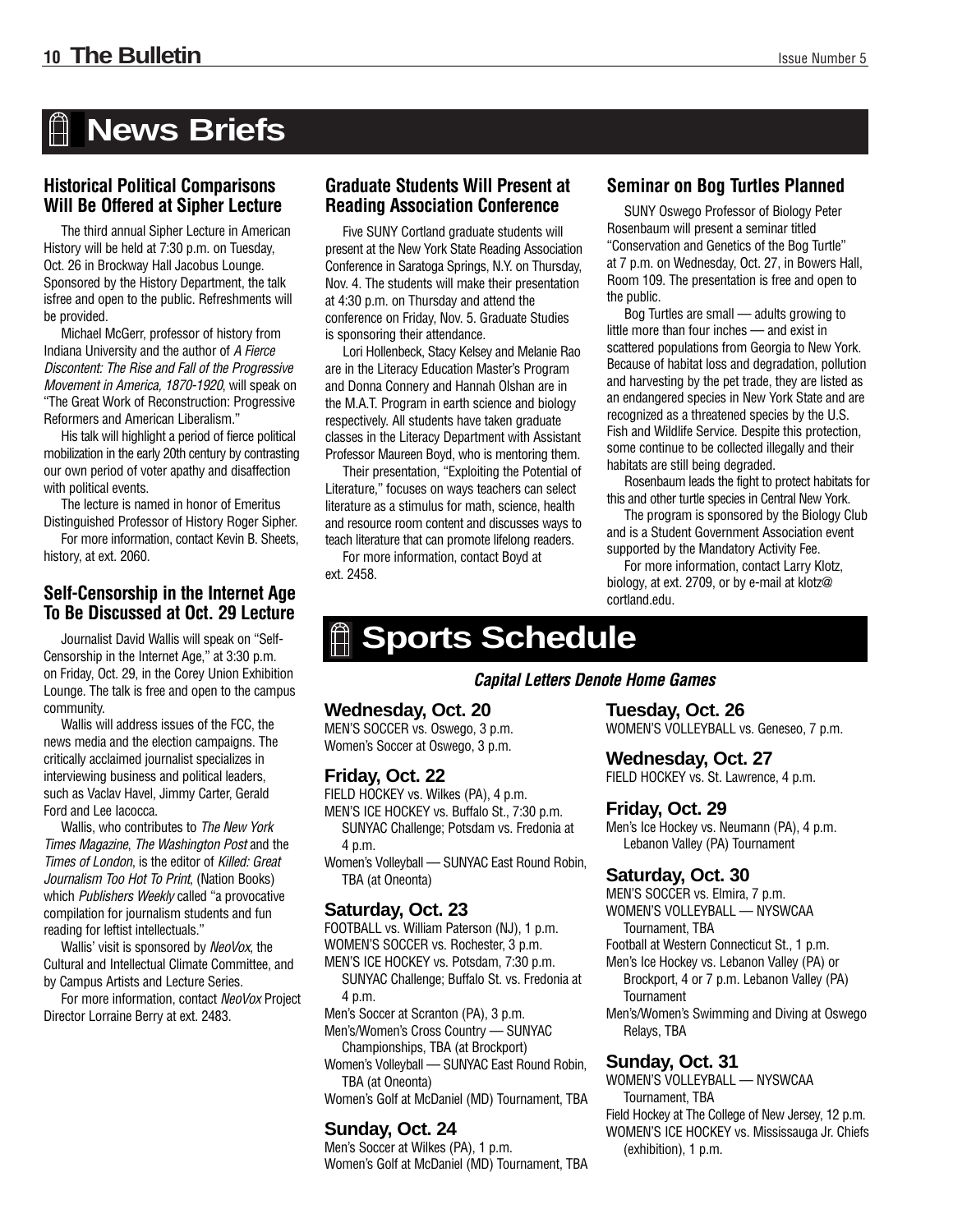# News Briefs

### Historical Political Comparisons Will Be Offered at Sipher Lecture

The third annual Sipher Lecture in American History will be held at 7:30 p.m. on Tuesday, Oct. 26 in Brockway Hall Jacobus Lounge. Sponsored by the History Department, the talk isfree and open to the public. Refreshments will be provided.

Michael McGerr, professor of history from Indiana University and the author of *A Fierce Discontent: The Rise and Fall of the Progressive Movement in America, 1870-1920*, will speak on "The Great Work of Reconstruction: Progressive Reformers and American Liberalism."

His talk will highlight a period of fierce political mobilization in the early 20th century by contrasting our own period of voter apathy and disaffection with political events.

The lecture is named in honor of Emeritus Distinguished Professor of History Roger Sipher.

For more information, contact Kevin B. Sheets, history, at ext. 2060.

### Self-Censorship in the Internet Age To Be Discussed at Oct. 29 Lecture

Journalist David Wallis will speak on "Self-Censorship in the Internet Age," at 3:30 p.m. on Friday, Oct. 29, in the Corey Union Exhibition Lounge. The talk is free and open to the campus community.

Wallis will address issues of the FCC, the news media and the election campaigns. The critically acclaimed journalist specializes in interviewing business and political leaders, such as Vaclav Havel, Jimmy Carter, Gerald Ford and Lee Iacocca.

Wallis, who contributes to *The New York Times Magazine*, *The Washington Post* and the *Times of London*, is the editor of *Killed: Great Journalism Too Hot To Print*, (Nation Books) which *Publishers Weekly* called "a provocative compilation for journalism students and fun reading for leftist intellectuals."

Wallis' visit is sponsored by *NeoVox*, the Cultural and Intellectual Climate Committee, and by Campus Artists and Lecture Series.

For more information, contact *NeoVox* Project Director Lorraine Berry at ext. 2483.

### Graduate Students Will Present at Reading Association Conference

Five SUNY Cortland graduate students will present at the New York State Reading Association Conference in Saratoga Springs, N.Y. on Thursday, Nov. 4. The students will make their presentation at 4:30 p.m. on Thursday and attend the conference on Friday, Nov. 5. Graduate Studies is sponsoring their attendance.

Lori Hollenbeck, Stacy Kelsey and Melanie Rao are in the Literacy Education Master's Program and Donna Connery and Hannah Olshan are in the M.A.T. Program in earth science and biology respectively. All students have taken graduate classes in the Literacy Department with Assistant Professor Maureen Boyd, who is mentoring them.

Their presentation, "Exploiting the Potential of Literature," focuses on ways teachers can select literature as a stimulus for math, science, health and resource room content and discusses ways to teach literature that can promote lifelong readers.

For more information, contact Boyd at ext. 2458.

### Seminar on Bog Turtles Planned

SUNY Oswego Professor of Biology Peter Rosenbaum will present a seminar titled "Conservation and Genetics of the Bog Turtle" at 7 p.m. on Wednesday, Oct. 27, in Bowers Hall, Room 109. The presentation is free and open to the public.

Bog Turtles are small — adults growing to little more than four inches — and exist in scattered populations from Georgia to New York. Because of habitat loss and degradation, pollution and harvesting by the pet trade, they are listed as an endangered species in New York State and are recognized as a threatened species by the U.S. Fish and Wildlife Service. Despite this protection, some continue to be collected illegally and their habitats are still being degraded.

Rosenbaum leads the fight to protect habitats for this and other turtle species in Central New York.

The program is sponsored by the Biology Club and is a Student Government Association event supported by the Mandatory Activity Fee.

For more information, contact Larry Klotz, biology, at ext. 2709, or by e-mail at klotz@cortland.edu.

# Sports Schedule

***Capital Letters Denote Home Games***

### Wednesday, Oct. 20

MEN'S SOCCER vs. Oswego, 3 p.m.
Women's Soccer at Oswego, 3 p.m.

### Friday, Oct. 22

FIELD HOCKEY vs. Wilkes (PA), 4 p.m.
MEN'S ICE HOCKEY vs. Buffalo St., 7:30 p.m. SUNYAC Challenge; Potsdam vs. Fredonia at 4 p.m.
Women's Volleyball — SUNYAC East Round Robin, TBA (at Oneonta)

### Saturday, Oct. 23

FOOTBALL vs. William Paterson (NJ), 1 p.m.
WOMEN'S SOCCER vs. Rochester, 3 p.m.
MEN'S ICE HOCKEY vs. Potsdam, 7:30 p.m. SUNYAC Challenge; Buffalo St. vs. Fredonia at 4 p.m.
Men's Soccer at Scranton (PA), 3 p.m.
Men's/Women's Cross Country — SUNYAC Championships, TBA (at Brockport)
Women's Volleyball — SUNYAC East Round Robin, TBA (at Oneonta)
Women's Golf at McDaniel (MD) Tournament, TBA

### Sunday, Oct. 24

Men's Soccer at Wilkes (PA), 1 p.m.
Women's Golf at McDaniel (MD) Tournament, TBA

### Tuesday, Oct. 26

WOMEN'S VOLLEYBALL vs. Geneseo, 7 p.m.

### Wednesday, Oct. 27

FIELD HOCKEY vs. St. Lawrence, 4 p.m.

### Friday, Oct. 29

Men's Ice Hockey vs. Neumann (PA), 4 p.m. Lebanon Valley (PA) Tournament

### Saturday, Oct. 30

MEN'S SOCCER vs. Elmira, 7 p.m.
WOMEN'S VOLLEYBALL — NYSWCAA Tournament, TBA
Football at Western Connecticut St., 1 p.m.
Men's Ice Hockey vs. Lebanon Valley (PA) or Brockport, 4 or 7 p.m. Lebanon Valley (PA) Tournament
Men's/Women's Swimming and Diving at Oswego Relays, TBA

### Sunday, Oct. 31

WOMEN'S VOLLEYBALL — NYSWCAA Tournament, TBA
Field Hockey at The College of New Jersey, 12 p.m.
WOMEN'S ICE HOCKEY vs. Mississauga Jr. Chiefs (exhibition), 1 p.m.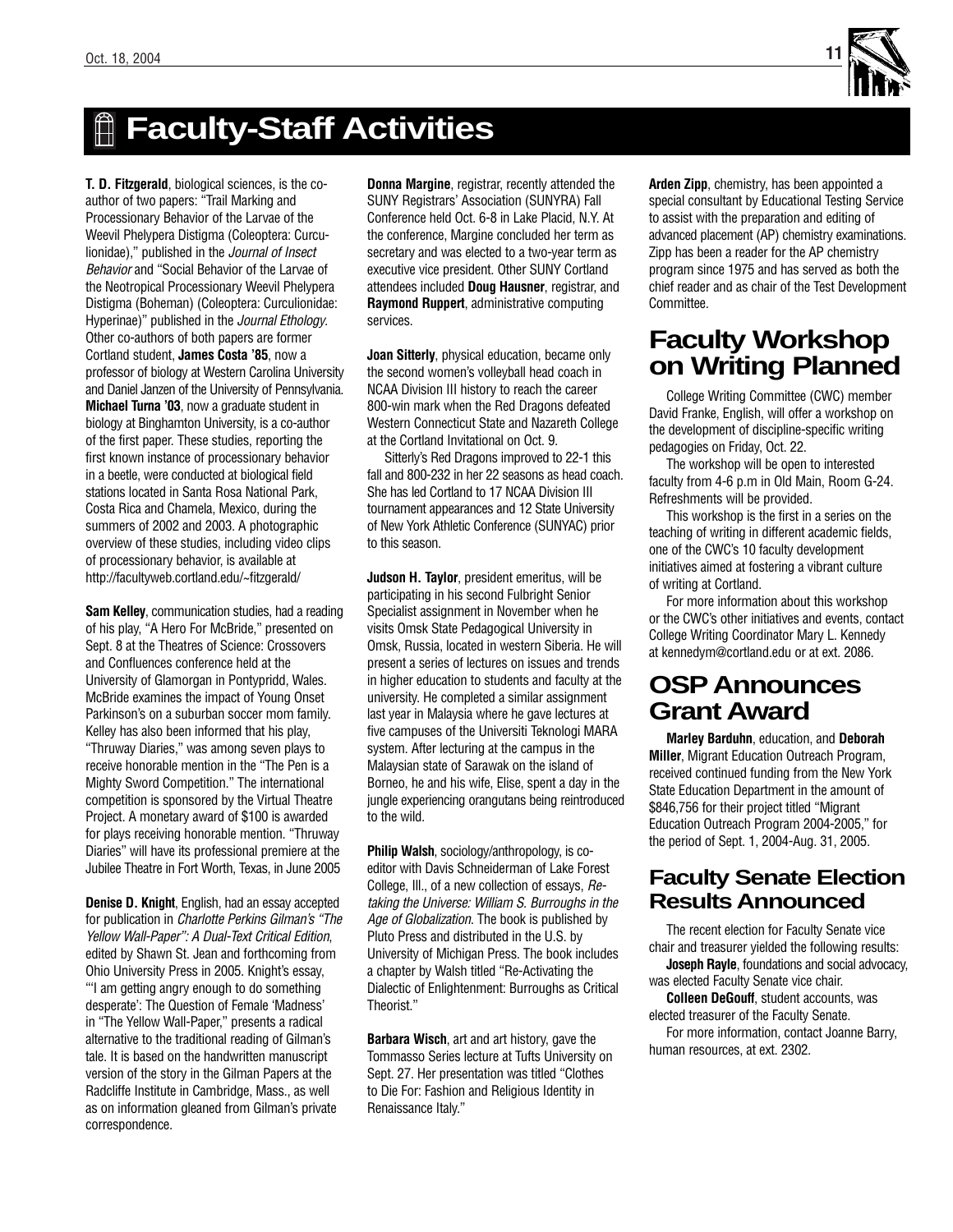# Faculty-Staff Activities

**T. D. Fitzgerald**, biological sciences, is the co-author of two papers: "Trail Marking and Processionary Behavior of the Larvae of the Weevil Phelypera Distigma (Coleoptera: Curculionidae)," published in the *Journal of Insect Behavior* and "Social Behavior of the Larvae of the Neotropical Processionary Weevil Phelypera Distigma (Boheman) (Coleoptera: Curculionidae: Hyperinae)" published in the *Journal Ethology*. Other co-authors of both papers are former Cortland student, **James Costa '85**, now a professor of biology at Western Carolina University and Daniel Janzen of the University of Pennsylvania. **Michael Turna '03**, now a graduate student in biology at Binghamton University, is a co-author of the first paper. These studies, reporting the first known instance of processionary behavior in a beetle, were conducted at biological field stations located in Santa Rosa National Park, Costa Rica and Chamela, Mexico, during the summers of 2002 and 2003. A photographic overview of these studies, including video clips of processionary behavior, is available at http://facultyweb.cortland.edu/~fitzgerald/

**Sam Kelley**, communication studies, had a reading of his play, "A Hero For McBride," presented on Sept. 8 at the Theatres of Science: Crossovers and Confluences conference held at the University of Glamorgan in Pontypridd, Wales. McBride examines the impact of Young Onset Parkinson's on a suburban soccer mom family. Kelley has also been informed that his play, "Thruway Diaries," was among seven plays to receive honorable mention in the "The Pen is a Mighty Sword Competition." The international competition is sponsored by the Virtual Theatre Project. A monetary award of $100 is awarded for plays receiving honorable mention. "Thruway Diaries" will have its professional premiere at the Jubilee Theatre in Fort Worth, Texas, in June 2005

**Denise D. Knight**, English, had an essay accepted for publication in *Charlotte Perkins Gilman's "The Yellow Wall-Paper": A Dual-Text Critical Edition*, edited by Shawn St. Jean and forthcoming from Ohio University Press in 2005. Knight's essay, "'I am getting angry enough to do something desperate': The Question of Female 'Madness' in "The Yellow Wall-Paper," presents a radical alternative to the traditional reading of Gilman's tale. It is based on the handwritten manuscript version of the story in the Gilman Papers at the Radcliffe Institute in Cambridge, Mass., as well as on information gleaned from Gilman's private correspondence.

**Donna Margine**, registrar, recently attended the SUNY Registrars' Association (SUNYRA) Fall Conference held Oct. 6-8 in Lake Placid, N.Y. At the conference, Margine concluded her term as secretary and was elected to a two-year term as executive vice president. Other SUNY Cortland attendees included **Doug Hausner**, registrar, and **Raymond Ruppert**, administrative computing services.

**Joan Sitterly**, physical education, became only the second women's volleyball head coach in NCAA Division III history to reach the career 800-win mark when the Red Dragons defeated Western Connecticut State and Nazareth College at the Cortland Invitational on Oct. 9.

Sitterly's Red Dragons improved to 22-1 this fall and 800-232 in her 22 seasons as head coach. She has led Cortland to 17 NCAA Division III tournament appearances and 12 State University of New York Athletic Conference (SUNYAC) prior to this season.

**Judson H. Taylor**, president emeritus, will be participating in his second Fulbright Senior Specialist assignment in November when he visits Omsk State Pedagogical University in Omsk, Russia, located in western Siberia. He will present a series of lectures on issues and trends in higher education to students and faculty at the university. He completed a similar assignment last year in Malaysia where he gave lectures at five campuses of the Universiti Teknologi MARA system. After lecturing at the campus in the Malaysian state of Sarawak on the island of Borneo, he and his wife, Elise, spent a day in the jungle experiencing orangutans being reintroduced to the wild.

**Philip Walsh**, sociology/anthropology, is co-editor with Davis Schneiderman of Lake Forest College, Ill., of a new collection of essays, *Re-taking the Universe: William S. Burroughs in the Age of Globalization*. The book is published by Pluto Press and distributed in the U.S. by University of Michigan Press. The book includes a chapter by Walsh titled "Re-Activating the Dialectic of Enlightenment: Burroughs as Critical Theorist."

**Barbara Wisch**, art and art history, gave the Tommasso Series lecture at Tufts University on Sept. 27. Her presentation was titled "Clothes to Die For: Fashion and Religious Identity in Renaissance Italy."

**Arden Zipp**, chemistry, has been appointed a special consultant by Educational Testing Service to assist with the preparation and editing of advanced placement (AP) chemistry examinations. Zipp has been a reader for the AP chemistry program since 1975 and has served as both the chief reader and as chair of the Test Development Committee.

## Faculty Workshop on Writing Planned

College Writing Committee (CWC) member David Franke, English, will offer a workshop on the development of discipline-specific writing pedagogies on Friday, Oct. 22.

The workshop will be open to interested faculty from 4-6 p.m in Old Main, Room G-24. Refreshments will be provided.

This workshop is the first in a series on the teaching of writing in different academic fields, one of the CWC's 10 faculty development initiatives aimed at fostering a vibrant culture of writing at Cortland.

For more information about this workshop or the CWC's other initiatives and events, contact College Writing Coordinator Mary L. Kennedy at kennedym@cortland.edu or at ext. 2086.

## OSP Announces Grant Award

**Marley Barduhn**, education, and **Deborah Miller**, Migrant Education Outreach Program, received continued funding from the New York State Education Department in the amount of $846,756 for their project titled "Migrant Education Outreach Program 2004-2005," for the period of Sept. 1, 2004-Aug. 31, 2005.

## Faculty Senate Election Results Announced

The recent election for Faculty Senate vice chair and treasurer yielded the following results:

**Joseph Rayle**, foundations and social advocacy, was elected Faculty Senate vice chair.

**Colleen DeGouff**, student accounts, was elected treasurer of the Faculty Senate.

For more information, contact Joanne Barry, human resources, at ext. 2302.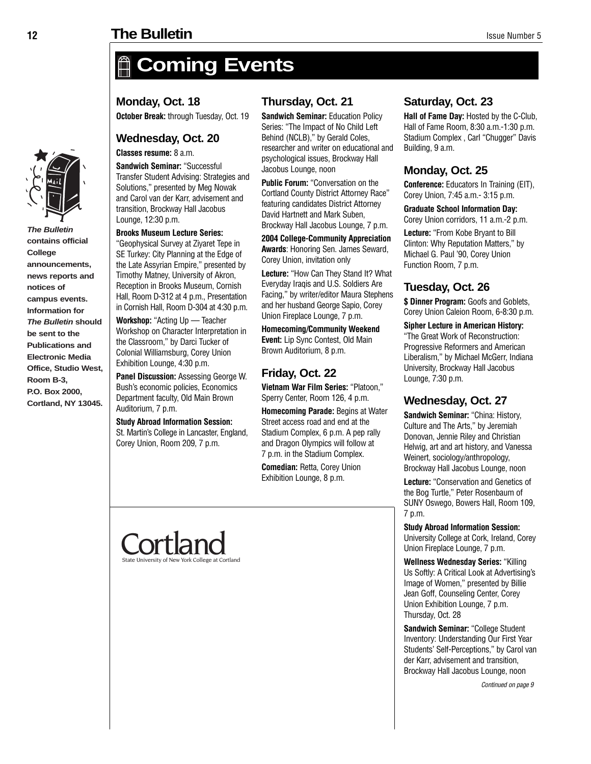# Coming Events

*The Bulletin* contains official College announcements, news reports and notices of campus events. Information for *The Bulletin* should be sent to the Publications and Electronic Media Office, Studio West, Room B-3, P.O. Box 2000, Cortland, NY 13045.

## Monday, Oct. 18

**October Break:** through Tuesday, Oct. 19

## Wednesday, Oct. 20

**Classes resume:** 8 a.m.

**Sandwich Seminar:** "Successful Transfer Student Advising: Strategies and Solutions," presented by Meg Nowak and Carol van der Karr, advisement and transition, Brockway Hall Jacobus Lounge, 12:30 p.m.

**Brooks Museum Lecture Series:** "Geophysical Survey at Ziyaret Tepe in SE Turkey: City Planning at the Edge of the Late Assyrian Empire," presented by Timothy Matney, University of Akron, Reception in Brooks Museum, Cornish Hall, Room D-312 at 4 p.m., Presentation in Cornish Hall, Room D-304 at 4:30 p.m.

**Workshop:** "Acting Up — Teacher Workshop on Character Interpretation in the Classroom," by Darci Tucker of Colonial Williamsburg, Corey Union Exhibition Lounge, 4:30 p.m.

**Panel Discussion:** Assessing George W. Bush's economic policies, Economics Department faculty, Old Main Brown Auditorium, 7 p.m.

**Study Abroad Information Session:** St. Martin's College in Lancaster, England, Corey Union, Room 209, 7 p.m.

## Thursday, Oct. 21

**Sandwich Seminar:** Education Policy Series: "The Impact of No Child Left Behind (NCLB)," by Gerald Coles, researcher and writer on educational and psychological issues, Brockway Hall Jacobus Lounge, noon

**Public Forum:** "Conversation on the Cortland County District Attorney Race" featuring candidates District Attorney David Hartnett and Mark Suben, Brockway Hall Jacobus Lounge, 7 p.m.

**2004 College-Community Appreciation Awards**: Honoring Sen. James Seward, Corey Union, invitation only

**Lecture:** "How Can They Stand It? What Everyday Iraqis and U.S. Soldiers Are Facing," by writer/editor Maura Stephens and her husband George Sapio, Corey Union Fireplace Lounge, 7 p.m.

**Homecoming/Community Weekend Event:** Lip Sync Contest, Old Main Brown Auditorium, 8 p.m.

## Friday, Oct. 22

**Vietnam War Film Series:** "Platoon," Sperry Center, Room 126, 4 p.m.

**Homecoming Parade:** Begins at Water Street access road and end at the Stadium Complex, 6 p.m. A pep rally and Dragon Olympics will follow at 7 p.m. in the Stadium Complex.

**Comedian:** Retta, Corey Union Exhibition Lounge, 8 p.m.

## Saturday, Oct. 23

**Hall of Fame Day:** Hosted by the C-Club, Hall of Fame Room, 8:30 a.m.-1:30 p.m. Stadium Complex , Carl "Chugger" Davis Building, 9 a.m.

## Monday, Oct. 25

**Conference:** Educators In Training (EIT), Corey Union, 7:45 a.m.- 3:15 p.m.

**Graduate School Information Day:** Corey Union corridors, 11 a.m.-2 p.m.

**Lecture:** "From Kobe Bryant to Bill Clinton: Why Reputation Matters," by Michael G. Paul '90, Corey Union Function Room, 7 p.m.

## Tuesday, Oct. 26

**$ Dinner Program:** Goofs and Goblets, Corey Union Caleion Room, 6-8:30 p.m.

**Sipher Lecture in American History:** "The Great Work of Reconstruction: Progressive Reformers and American Liberalism," by Michael McGerr, Indiana University, Brockway Hall Jacobus Lounge, 7:30 p.m.

## Wednesday, Oct. 27

**Sandwich Seminar:** "China: History, Culture and The Arts," by Jeremiah Donovan, Jennie Riley and Christian Helwig, art and art history, and Vanessa Weinert, sociology/anthropology, Brockway Hall Jacobus Lounge, noon

**Lecture:** "Conservation and Genetics of the Bog Turtle," Peter Rosenbaum of SUNY Oswego, Bowers Hall, Room 109, 7 p.m.

**Study Abroad Information Session:** University College at Cork, Ireland, Corey Union Fireplace Lounge, 7 p.m.

**Wellness Wednesday Series:** "Killing Us Softly: A Critical Look at Advertising's Image of Women," presented by Billie Jean Goff, Counseling Center, Corey Union Exhibition Lounge, 7 p.m.

Thursday, Oct. 28

**Sandwich Seminar:** "College Student Inventory: Understanding Our First Year Students' Self-Perceptions," by Carol van der Karr, advisement and transition, Brockway Hall Jacobus Lounge, noon

*Continued on page 9*

Cortland
State University of New York College at Cortland